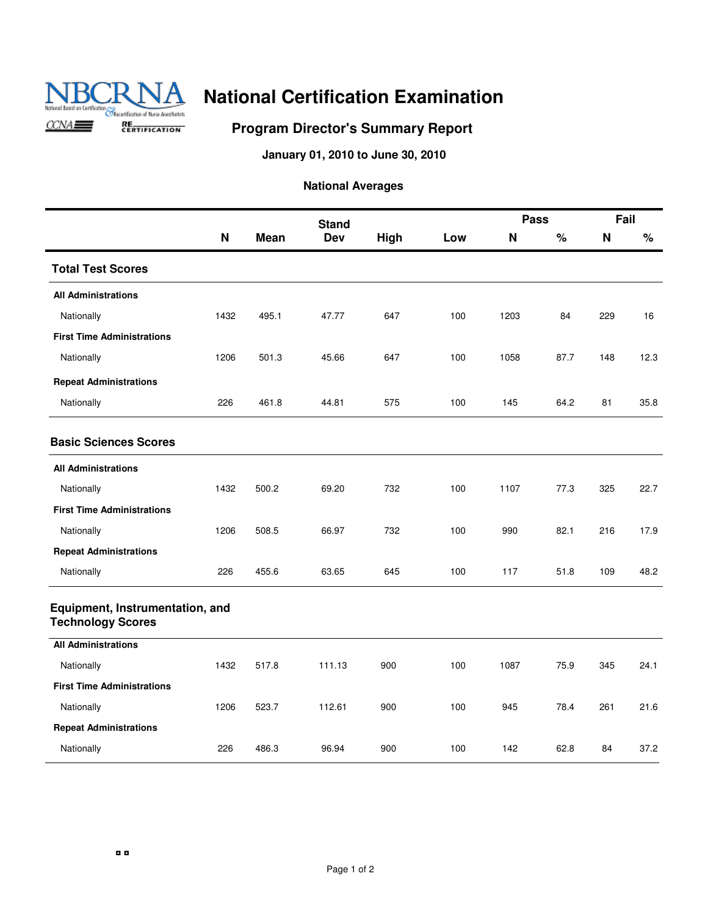# National Certification Examination

## Program Director's Summary Report

**January 01, 2010 to June 30, 2010**

**National Averages**

| | N | Mean | Stand Dev | High | Low | Pass N | Pass % | Fail N | Fail % |
|---|---|---|---|---|---|---|---|---|---|
| **Total Test Scores** | | | | | | | | | |
| **All Administrations** | | | | | | | | | |
| Nationally | 1432 | 495.1 | 47.77 | 647 | 100 | 1203 | 84 | 229 | 16 |
| **First Time Administrations** | | | | | | | | | |
| Nationally | 1206 | 501.3 | 45.66 | 647 | 100 | 1058 | 87.7 | 148 | 12.3 |
| **Repeat Administrations** | | | | | | | | | |
| Nationally | 226 | 461.8 | 44.81 | 575 | 100 | 145 | 64.2 | 81 | 35.8 |
| **Basic Sciences Scores** | | | | | | | | | |
| **All Administrations** | | | | | | | | | |
| Nationally | 1432 | 500.2 | 69.20 | 732 | 100 | 1107 | 77.3 | 325 | 22.7 |
| **First Time Administrations** | | | | | | | | | |
| Nationally | 1206 | 508.5 | 66.97 | 732 | 100 | 990 | 82.1 | 216 | 17.9 |
| **Repeat Administrations** | | | | | | | | | |
| Nationally | 226 | 455.6 | 63.65 | 645 | 100 | 117 | 51.8 | 109 | 48.2 |
| **Equipment, Instrumentation, and Technology Scores** | | | | | | | | | |
| **All Administrations** | | | | | | | | | |
| Nationally | 1432 | 517.8 | 111.13 | 900 | 100 | 1087 | 75.9 | 345 | 24.1 |
| **First Time Administrations** | | | | | | | | | |
| Nationally | 1206 | 523.7 | 112.61 | 900 | 100 | 945 | 78.4 | 261 | 21.6 |
| **Repeat Administrations** | | | | | | | | | |
| Nationally | 226 | 486.3 | 96.94 | 900 | 100 | 142 | 62.8 | 84 | 37.2 |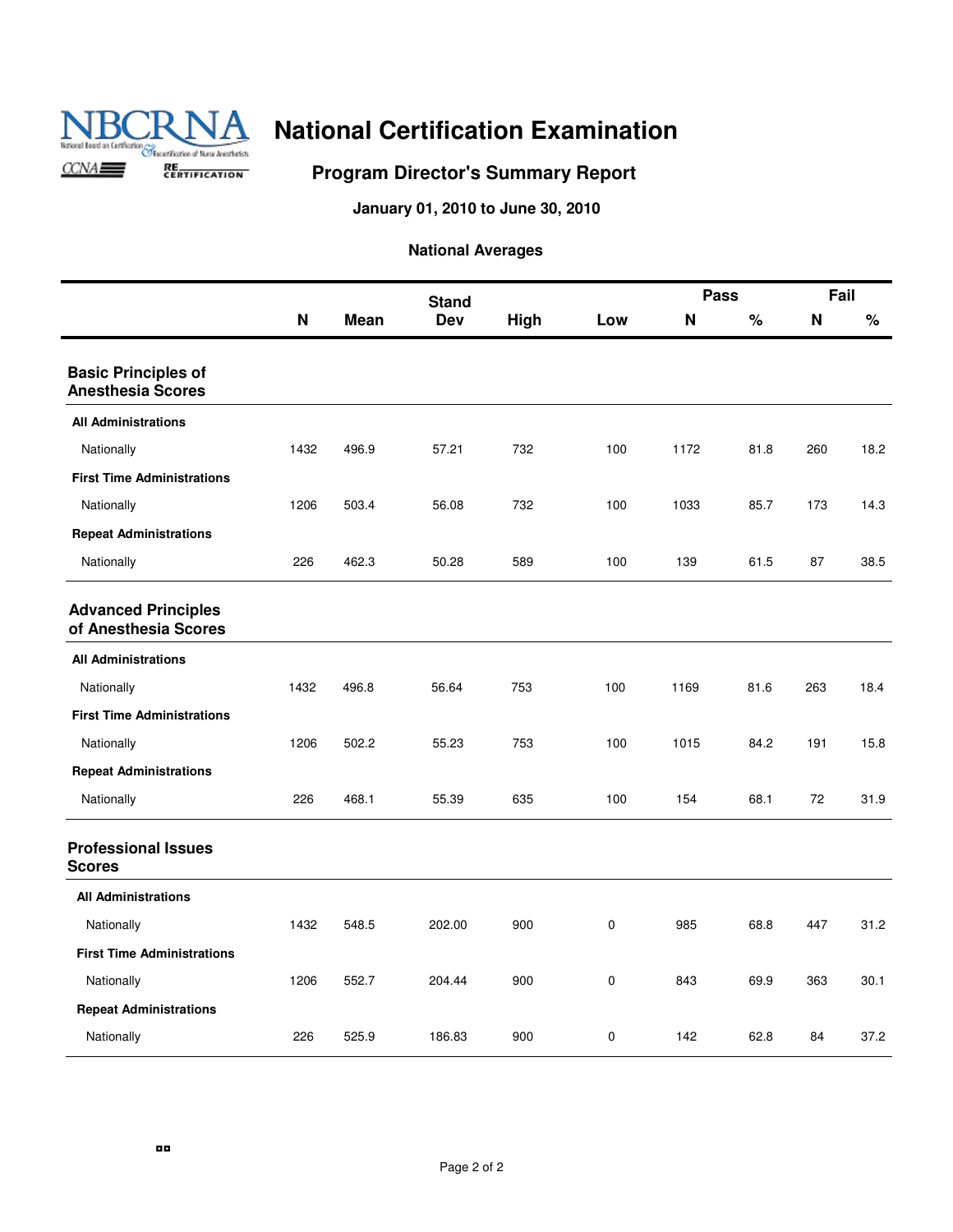# National Certification Examination

## Program Director's Summary Report

**January 01, 2010 to June 30, 2010**

**National Averages**

| | N | Mean | Stand Dev | High | Low | Pass N | Pass % | Fail N | Fail % |
|---|---|---|---|---|---|---|---|---|---|
| **Basic Principles of Anesthesia Scores** | | | | | | | | | |
| **All Administrations** | | | | | | | | | |
| Nationally | 1432 | 496.9 | 57.21 | 732 | 100 | 1172 | 81.8 | 260 | 18.2 |
| **First Time Administrations** | | | | | | | | | |
| Nationally | 1206 | 503.4 | 56.08 | 732 | 100 | 1033 | 85.7 | 173 | 14.3 |
| **Repeat Administrations** | | | | | | | | | |
| Nationally | 226 | 462.3 | 50.28 | 589 | 100 | 139 | 61.5 | 87 | 38.5 |
| **Advanced Principles of Anesthesia Scores** | | | | | | | | | |
| **All Administrations** | | | | | | | | | |
| Nationally | 1432 | 496.8 | 56.64 | 753 | 100 | 1169 | 81.6 | 263 | 18.4 |
| **First Time Administrations** | | | | | | | | | |
| Nationally | 1206 | 502.2 | 55.23 | 753 | 100 | 1015 | 84.2 | 191 | 15.8 |
| **Repeat Administrations** | | | | | | | | | |
| Nationally | 226 | 468.1 | 55.39 | 635 | 100 | 154 | 68.1 | 72 | 31.9 |
| **Professional Issues Scores** | | | | | | | | | |
| **All Administrations** | | | | | | | | | |
| Nationally | 1432 | 548.5 | 202.00 | 900 | 0 | 985 | 68.8 | 447 | 31.2 |
| **First Time Administrations** | | | | | | | | | |
| Nationally | 1206 | 552.7 | 204.44 | 900 | 0 | 843 | 69.9 | 363 | 30.1 |
| **Repeat Administrations** | | | | | | | | | |
| Nationally | 226 | 525.9 | 186.83 | 900 | 0 | 142 | 62.8 | 84 | 37.2 |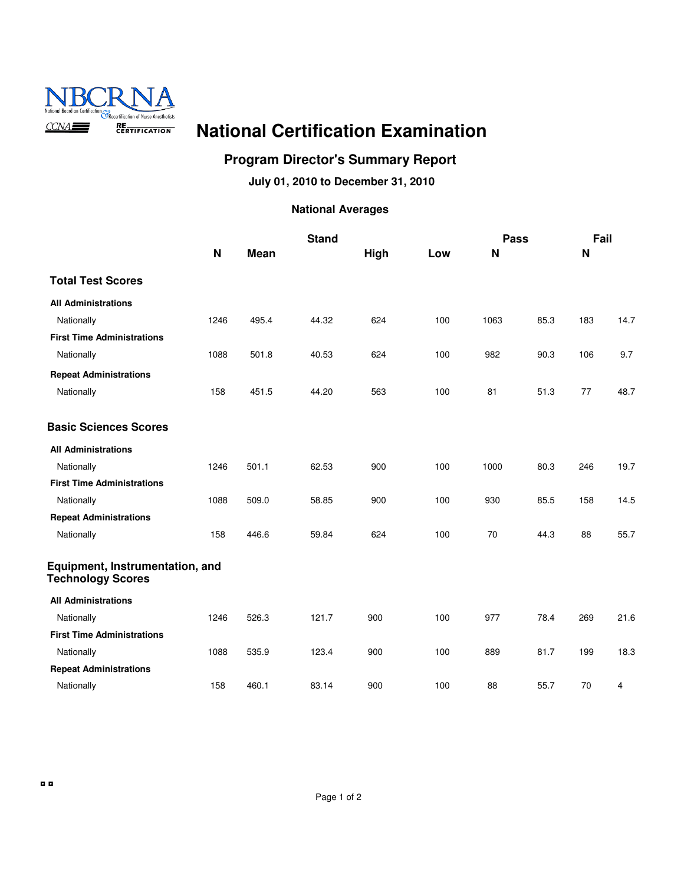NBCRNA
National Board on Certification & Recertification of Nurse Anesthetists
CCNA RE CERTIFICATION

# National Certification Examination

## Program Director's Summary Report

### July 01, 2010 to December 31, 2010

#### National Averages

| | N | Mean | Stand | High | Low | Pass N | | Fail N | |
|---|---|---|---|---|---|---|---|---|---|
| **Total Test Scores** | | | | | | | | | |
| **All Administrations** | | | | | | | | | |
| Nationally | 1246 | 495.4 | 44.32 | 624 | 100 | 1063 | 85.3 | 183 | 14.7 |
| **First Time Administrations** | | | | | | | | | |
| Nationally | 1088 | 501.8 | 40.53 | 624 | 100 | 982 | 90.3 | 106 | 9.7 |
| **Repeat Administrations** | | | | | | | | | |
| Nationally | 158 | 451.5 | 44.20 | 563 | 100 | 81 | 51.3 | 77 | 48.7 |
| **Basic Sciences Scores** | | | | | | | | | |
| **All Administrations** | | | | | | | | | |
| Nationally | 1246 | 501.1 | 62.53 | 900 | 100 | 1000 | 80.3 | 246 | 19.7 |
| **First Time Administrations** | | | | | | | | | |
| Nationally | 1088 | 509.0 | 58.85 | 900 | 100 | 930 | 85.5 | 158 | 14.5 |
| **Repeat Administrations** | | | | | | | | | |
| Nationally | 158 | 446.6 | 59.84 | 624 | 100 | 70 | 44.3 | 88 | 55.7 |
| **Equipment, Instrumentation, and Technology Scores** | | | | | | | | | |
| **All Administrations** | | | | | | | | | |
| Nationally | 1246 | 526.3 | 121.7 | 900 | 100 | 977 | 78.4 | 269 | 21.6 |
| **First Time Administrations** | | | | | | | | | |
| Nationally | 1088 | 535.9 | 123.4 | 900 | 100 | 889 | 81.7 | 199 | 18.3 |
| **Repeat Administrations** | | | | | | | | | |
| Nationally | 158 | 460.1 | 83.14 | 900 | 100 | 88 | 55.7 | 70 | 4 |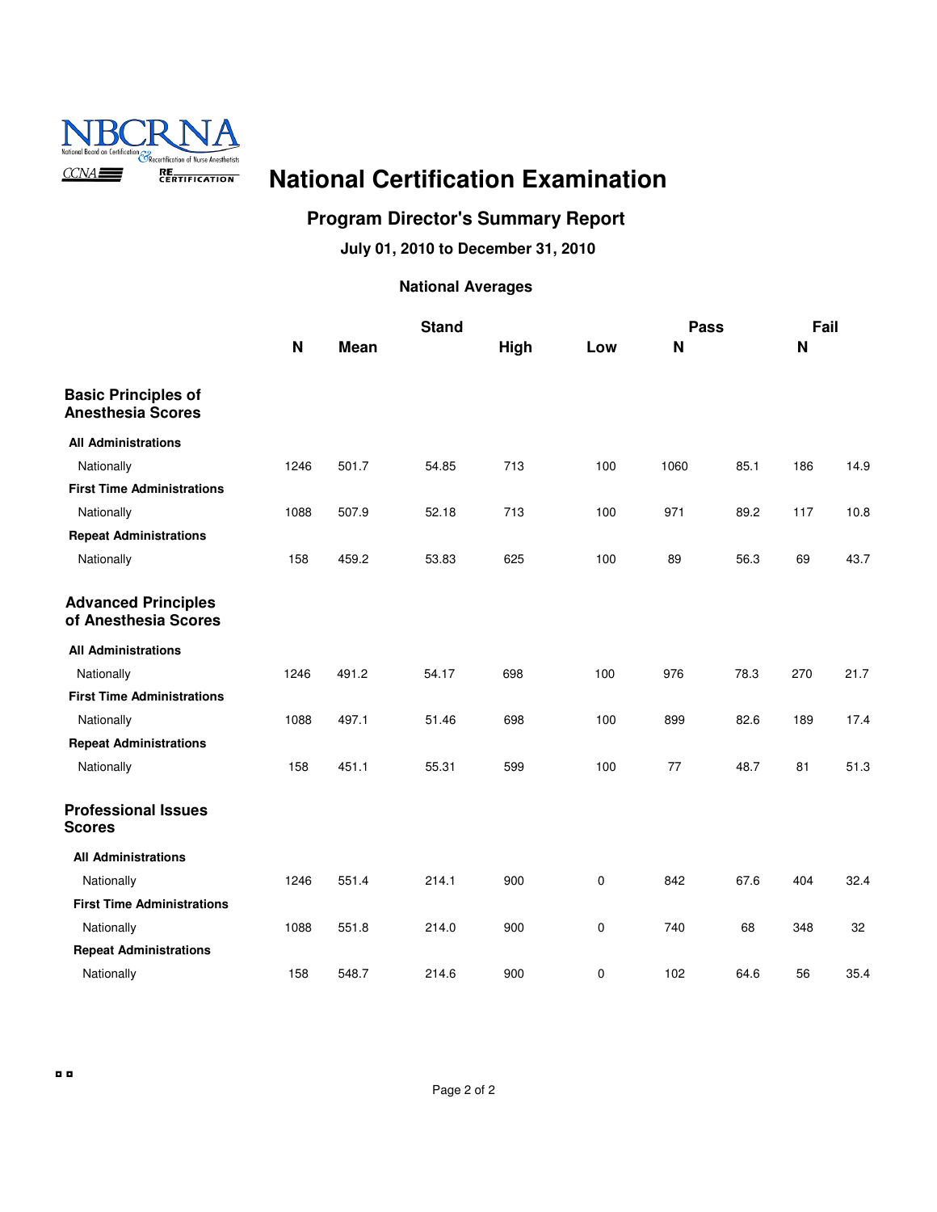NBCRNA
National Board on Certification & Recertification of Nurse Anesthetists
CCNA RECERTIFICATION

# National Certification Examination

## Program Director's Summary Report

### July 01, 2010 to December 31, 2010

#### National Averages

| | N | Mean | Stand | High | Low | Pass N | | Fail N | |
|---|---|---|---|---|---|---|---|---|---|
| **Basic Principles of Anesthesia Scores** | | | | | | | | | |
| **All Administrations** | | | | | | | | | |
| Nationally | 1246 | 501.7 | 54.85 | 713 | 100 | 1060 | 85.1 | 186 | 14.9 |
| **First Time Administrations** | | | | | | | | | |
| Nationally | 1088 | 507.9 | 52.18 | 713 | 100 | 971 | 89.2 | 117 | 10.8 |
| **Repeat Administrations** | | | | | | | | | |
| Nationally | 158 | 459.2 | 53.83 | 625 | 100 | 89 | 56.3 | 69 | 43.7 |
| **Advanced Principles of Anesthesia Scores** | | | | | | | | | |
| **All Administrations** | | | | | | | | | |
| Nationally | 1246 | 491.2 | 54.17 | 698 | 100 | 976 | 78.3 | 270 | 21.7 |
| **First Time Administrations** | | | | | | | | | |
| Nationally | 1088 | 497.1 | 51.46 | 698 | 100 | 899 | 82.6 | 189 | 17.4 |
| **Repeat Administrations** | | | | | | | | | |
| Nationally | 158 | 451.1 | 55.31 | 599 | 100 | 77 | 48.7 | 81 | 51.3 |
| **Professional Issues Scores** | | | | | | | | | |
| **All Administrations** | | | | | | | | | |
| Nationally | 1246 | 551.4 | 214.1 | 900 | 0 | 842 | 67.6 | 404 | 32.4 |
| **First Time Administrations** | | | | | | | | | |
| Nationally | 1088 | 551.8 | 214.0 | 900 | 0 | 740 | 68 | 348 | 32 |
| **Repeat Administrations** | | | | | | | | | |
| Nationally | 158 | 548.7 | 214.6 | 900 | 0 | 102 | 64.6 | 56 | 35.4 |